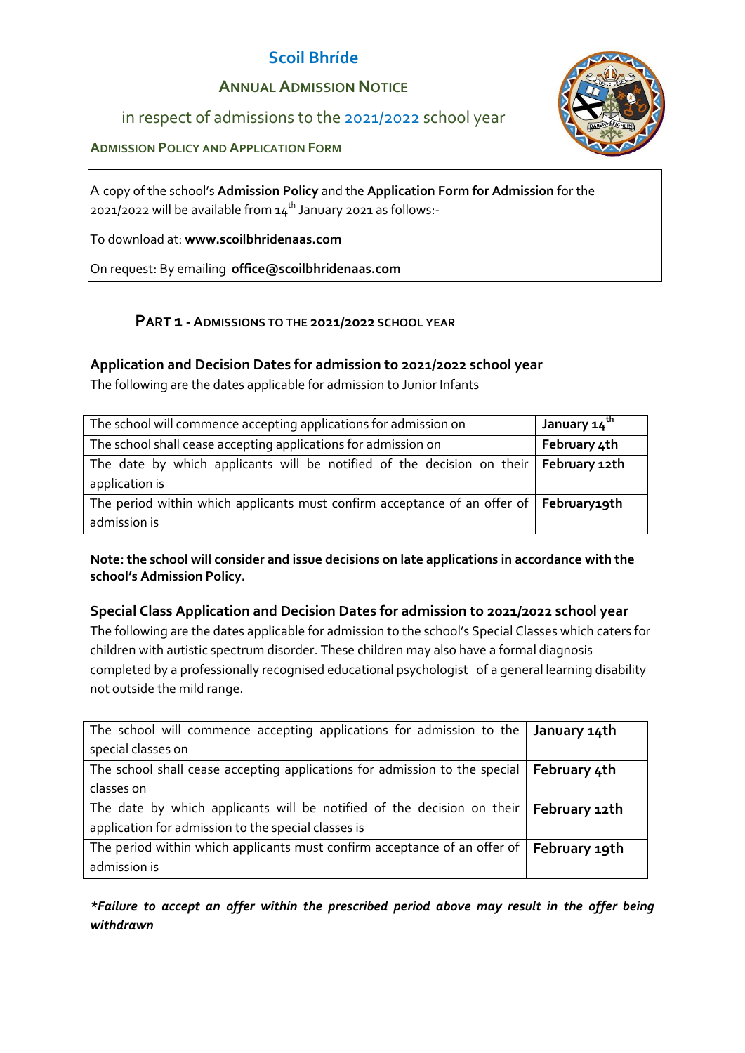# Scoil Bhríde

## Annual Admission Notice

in respect of admissions to the 2021/2022 school year

### Admission Policy and Application Form

A copy of the school's **Admission Policy** and the **Application Form for Admission** for the 2021/2022 will be available from 14th January 2021 as follows:-

To download at: **www.scoilbhridenaas.com**

On request: By emailing **office@scoilbhridenaas.com**

## Part 1 - Admissions to the 2021/2022 school year

### Application and Decision Dates for admission to 2021/2022 school year

The following are the dates applicable for admission to Junior Infants

| | |
|---|---|
| The school will commence accepting applications for admission on | **January 14th** |
| The school shall cease accepting applications for admission on | **February 4th** |
| The date by which applicants will be notified of the decision on their application is | **February 12th** |
| The period within which applicants must confirm acceptance of an offer of admission is | **February19th** |

**Note: the school will consider and issue decisions on late applications in accordance with the school's Admission Policy.**

### Special Class Application and Decision Dates for admission to 2021/2022 school year

The following are the dates applicable for admission to the school's Special Classes which caters for children with autistic spectrum disorder. These children may also have a formal diagnosis completed by a professionally recognised educational psychologist of a general learning disability not outside the mild range.

| | |
|---|---|
| The school will commence accepting applications for admission to the special classes on | **January 14th** |
| The school shall cease accepting applications for admission to the special classes on | **February 4th** |
| The date by which applicants will be notified of the decision on their application for admission to the special classes is | **February 12th** |
| The period within which applicants must confirm acceptance of an offer of admission is | **February 19th** |

***Failure to accept an offer within the prescribed period above may result in the offer being withdrawn***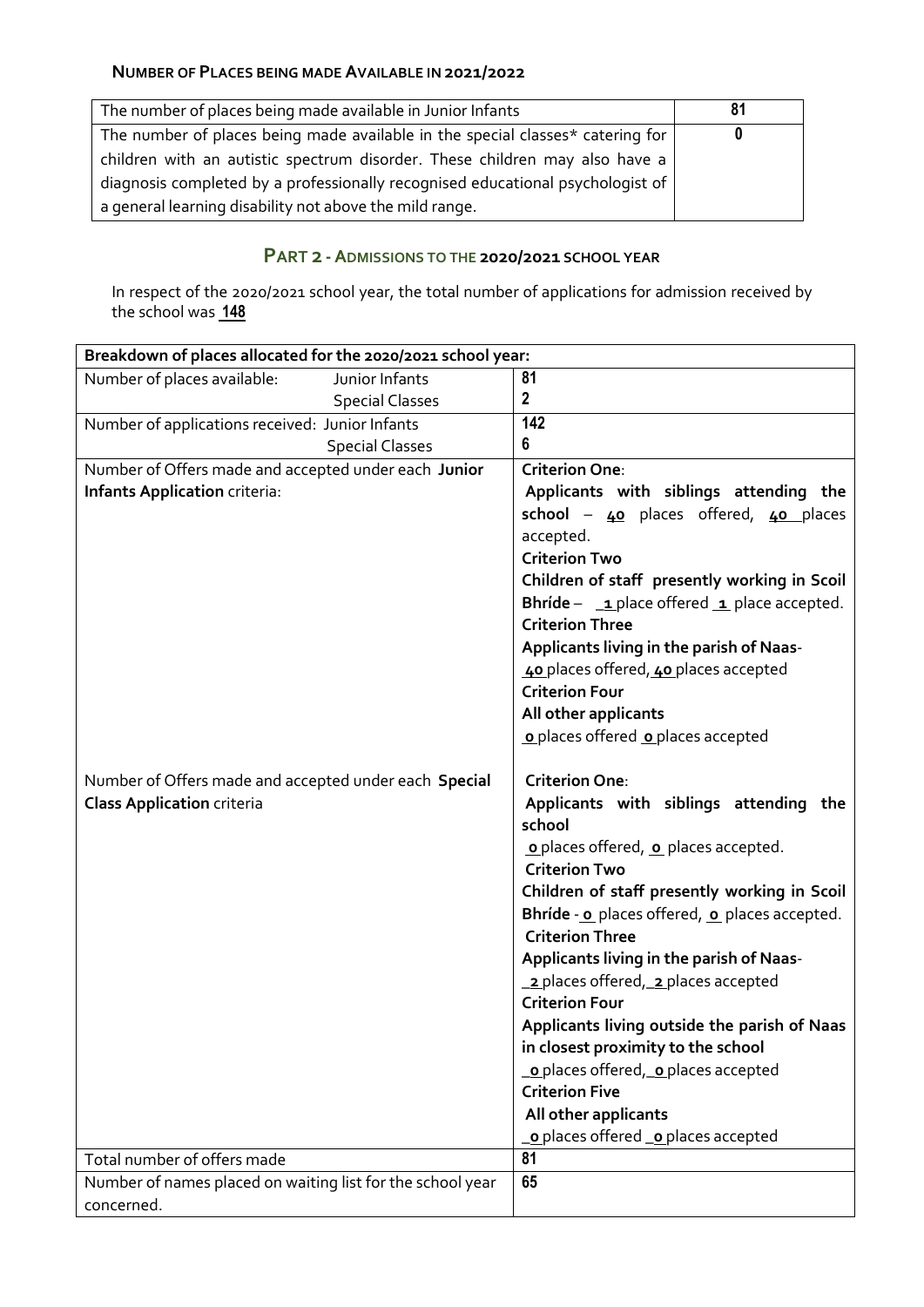**NUMBER OF PLACES BEING MADE AVAILABLE IN 2021/2022**

| | |
|---|---|
| The number of places being made available in Junior Infants | **81** |
| The number of places being made available in the special classes* catering for children with an autistic spectrum disorder. These children may also have a diagnosis completed by a professionally recognised educational psychologist of a general learning disability not above the mild range. | **0** |

## PART 2 - ADMISSIONS TO THE 2020/2021 SCHOOL YEAR

In respect of the 2020/2021 school year, the total number of applications for admission received by the school was **148**

| **Breakdown of places allocated for the 2020/2021 school year:** | |
|---|---|
| Number of places available: Junior Infants | **81** |
| Special Classes | **2** |
| Number of applications received: Junior Infants | **142** |
| Special Classes | **6** |
| Number of Offers made and accepted under each **Junior Infants Application** criteria: | **Criterion One**: **Applicants with siblings attending the school** – **40** places offered, **40** places accepted. **Criterion Two** **Children of staff presently working in Scoil Bhríde** – **1** place offered **1** place accepted. **Criterion Three** **Applicants living in the parish of Naas**- **40** places offered, **40** places accepted **Criterion Four** **All other applicants** **0** places offered **0** places accepted |
| Number of Offers made and accepted under each **Special Class Application** criteria | **Criterion One**: **Applicants with siblings attending the school** **0** places offered, **0** places accepted. **Criterion Two** **Children of staff presently working in Scoil Bhríde** - **0** places offered, **0** places accepted. **Criterion Three** **Applicants living in the parish of Naas**- **2** places offered, **2** places accepted **Criterion Four** **Applicants living outside the parish of Naas in closest proximity to the school** **0** places offered, **0** places accepted **Criterion Five** **All other applicants** **0** places offered **0** places accepted |
| Total number of offers made | **81** |
| Number of names placed on waiting list for the school year concerned. | **65** |